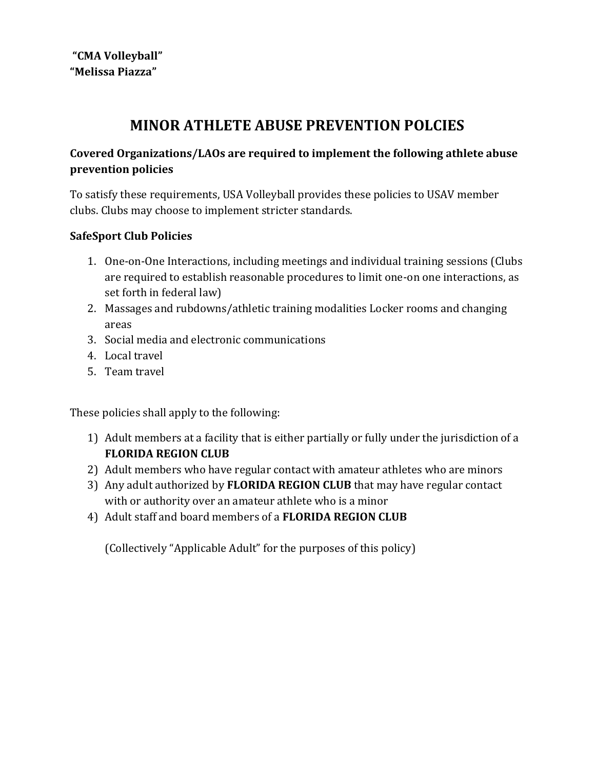**“CMA Volleyball”**
**“Melissa Piazza”**

# MINOR ATHLETE ABUSE PREVENTION POLCIES

### Covered Organizations/LAOs are required to implement the following athlete abuse prevention policies

To satisfy these requirements, USA Volleyball provides these policies to USAV member clubs. Clubs may choose to implement stricter standards.

### SafeSport Club Policies

1. One-on-One Interactions, including meetings and individual training sessions (Clubs are required to establish reasonable procedures to limit one-on one interactions, as set forth in federal law)
2. Massages and rubdowns/athletic training modalities Locker rooms and changing areas
3. Social media and electronic communications
4. Local travel
5. Team travel

These policies shall apply to the following:

1) Adult members at a facility that is either partially or fully under the jurisdiction of a **FLORIDA REGION CLUB**
2) Adult members who have regular contact with amateur athletes who are minors
3) Any adult authorized by **FLORIDA REGION CLUB** that may have regular contact with or authority over an amateur athlete who is a minor
4) Adult staff and board members of a **FLORIDA REGION CLUB**

   (Collectively “Applicable Adult” for the purposes of this policy)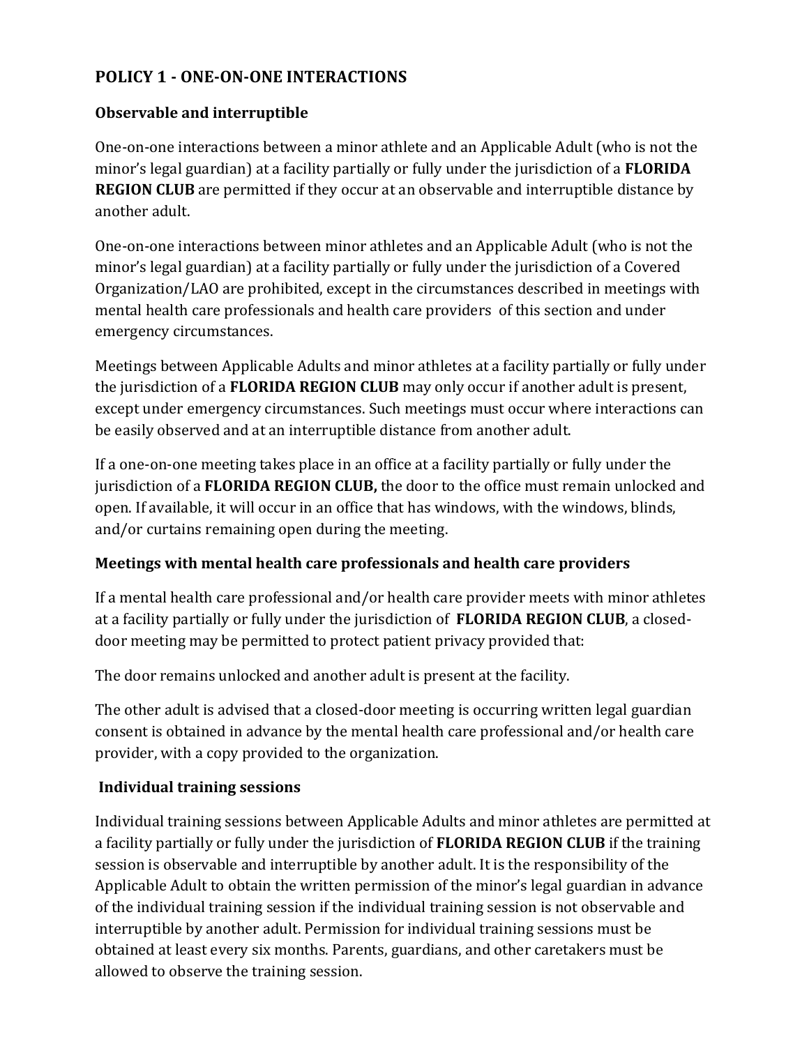## POLICY 1 - ONE-ON-ONE INTERACTIONS

### Observable and interruptible

One-on-one interactions between a minor athlete and an Applicable Adult (who is not the minor's legal guardian) at a facility partially or fully under the jurisdiction of a **FLORIDA REGION CLUB** are permitted if they occur at an observable and interruptible distance by another adult.

One-on-one interactions between minor athletes and an Applicable Adult (who is not the minor's legal guardian) at a facility partially or fully under the jurisdiction of a Covered Organization/LAO are prohibited, except in the circumstances described in meetings with mental health care professionals and health care providers of this section and under emergency circumstances.

Meetings between Applicable Adults and minor athletes at a facility partially or fully under the jurisdiction of a **FLORIDA REGION CLUB** may only occur if another adult is present, except under emergency circumstances. Such meetings must occur where interactions can be easily observed and at an interruptible distance from another adult.

If a one-on-one meeting takes place in an office at a facility partially or fully under the jurisdiction of a **FLORIDA REGION CLUB,** the door to the office must remain unlocked and open. If available, it will occur in an office that has windows, with the windows, blinds, and/or curtains remaining open during the meeting.

### Meetings with mental health care professionals and health care providers

If a mental health care professional and/or health care provider meets with minor athletes at a facility partially or fully under the jurisdiction of **FLORIDA REGION CLUB**, a closed-door meeting may be permitted to protect patient privacy provided that:

The door remains unlocked and another adult is present at the facility.

The other adult is advised that a closed-door meeting is occurring written legal guardian consent is obtained in advance by the mental health care professional and/or health care provider, with a copy provided to the organization.

### Individual training sessions

Individual training sessions between Applicable Adults and minor athletes are permitted at a facility partially or fully under the jurisdiction of **FLORIDA REGION CLUB** if the training session is observable and interruptible by another adult. It is the responsibility of the Applicable Adult to obtain the written permission of the minor's legal guardian in advance of the individual training session if the individual training session is not observable and interruptible by another adult. Permission for individual training sessions must be obtained at least every six months. Parents, guardians, and other caretakers must be allowed to observe the training session.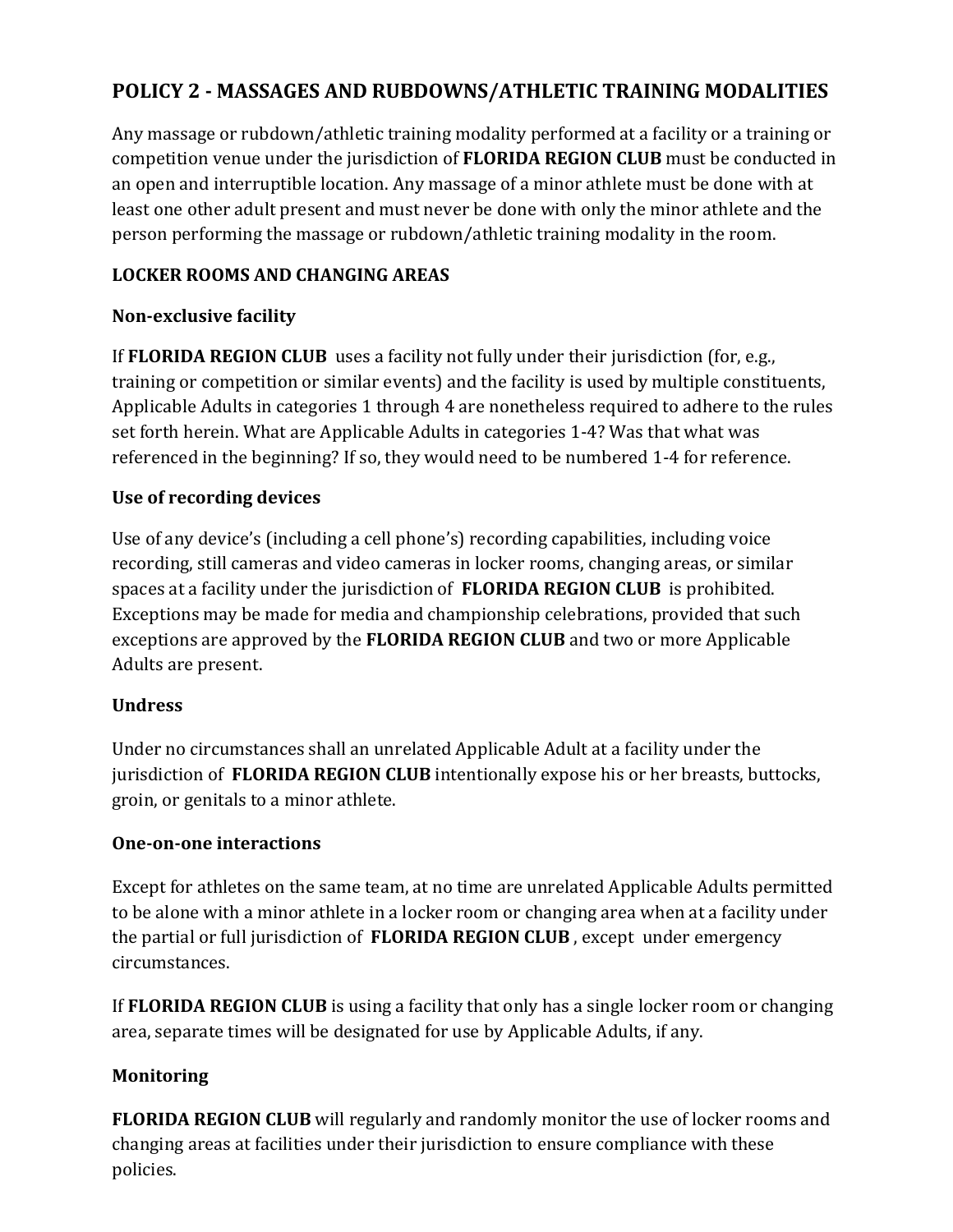## POLICY 2 - MASSAGES AND RUBDOWNS/ATHLETIC TRAINING MODALITIES

Any massage or rubdown/athletic training modality performed at a facility or a training or competition venue under the jurisdiction of **FLORIDA REGION CLUB** must be conducted in an open and interruptible location. Any massage of a minor athlete must be done with at least one other adult present and must never be done with only the minor athlete and the person performing the massage or rubdown/athletic training modality in the room.

### LOCKER ROOMS AND CHANGING AREAS

#### Non-exclusive facility

If **FLORIDA REGION CLUB** uses a facility not fully under their jurisdiction (for, e.g., training or competition or similar events) and the facility is used by multiple constituents, Applicable Adults in categories 1 through 4 are nonetheless required to adhere to the rules set forth herein. What are Applicable Adults in categories 1-4? Was that what was referenced in the beginning? If so, they would need to be numbered 1-4 for reference.

#### Use of recording devices

Use of any device's (including a cell phone's) recording capabilities, including voice recording, still cameras and video cameras in locker rooms, changing areas, or similar spaces at a facility under the jurisdiction of **FLORIDA REGION CLUB** is prohibited. Exceptions may be made for media and championship celebrations, provided that such exceptions are approved by the **FLORIDA REGION CLUB** and two or more Applicable Adults are present.

#### Undress

Under no circumstances shall an unrelated Applicable Adult at a facility under the jurisdiction of **FLORIDA REGION CLUB** intentionally expose his or her breasts, buttocks, groin, or genitals to a minor athlete.

#### One-on-one interactions

Except for athletes on the same team, at no time are unrelated Applicable Adults permitted to be alone with a minor athlete in a locker room or changing area when at a facility under the partial or full jurisdiction of **FLORIDA REGION CLUB** , except under emergency circumstances.

If **FLORIDA REGION CLUB** is using a facility that only has a single locker room or changing area, separate times will be designated for use by Applicable Adults, if any.

#### Monitoring

**FLORIDA REGION CLUB** will regularly and randomly monitor the use of locker rooms and changing areas at facilities under their jurisdiction to ensure compliance with these policies.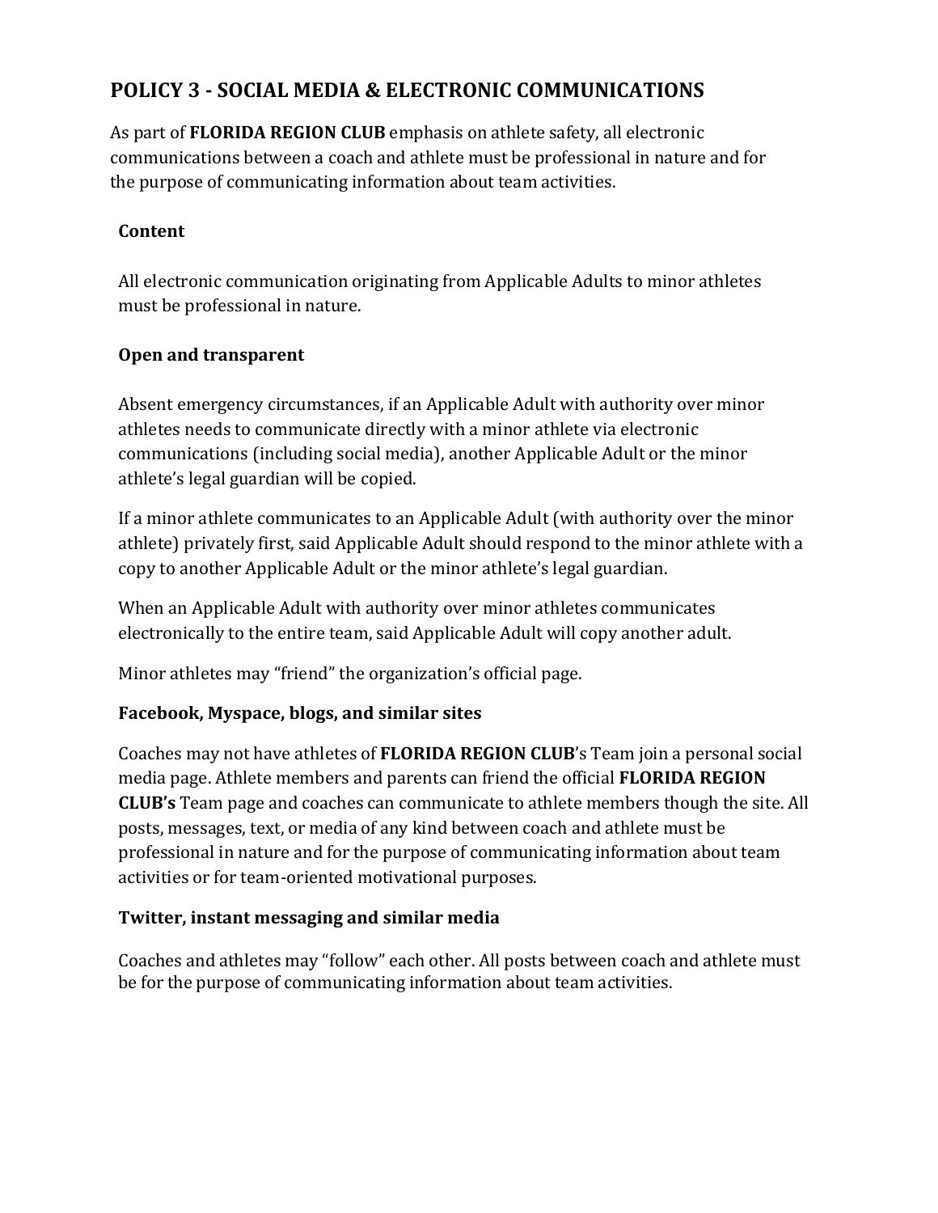## POLICY 3 - SOCIAL MEDIA & ELECTRONIC COMMUNICATIONS

As part of **FLORIDA REGION CLUB** emphasis on athlete safety, all electronic communications between a coach and athlete must be professional in nature and for the purpose of communicating information about team activities.

### Content

All electronic communication originating from Applicable Adults to minor athletes must be professional in nature.

### Open and transparent

Absent emergency circumstances, if an Applicable Adult with authority over minor athletes needs to communicate directly with a minor athlete via electronic communications (including social media), another Applicable Adult or the minor athlete's legal guardian will be copied.

If a minor athlete communicates to an Applicable Adult (with authority over the minor athlete) privately first, said Applicable Adult should respond to the minor athlete with a copy to another Applicable Adult or the minor athlete's legal guardian.

When an Applicable Adult with authority over minor athletes communicates electronically to the entire team, said Applicable Adult will copy another adult.

Minor athletes may "friend" the organization's official page.

### Facebook, Myspace, blogs, and similar sites

Coaches may not have athletes of **FLORIDA REGION CLUB**'s Team join a personal social media page. Athlete members and parents can friend the official **FLORIDA REGION CLUB's** Team page and coaches can communicate to athlete members though the site. All posts, messages, text, or media of any kind between coach and athlete must be professional in nature and for the purpose of communicating information about team activities or for team-oriented motivational purposes.

### Twitter, instant messaging and similar media

Coaches and athletes may "follow" each other. All posts between coach and athlete must be for the purpose of communicating information about team activities.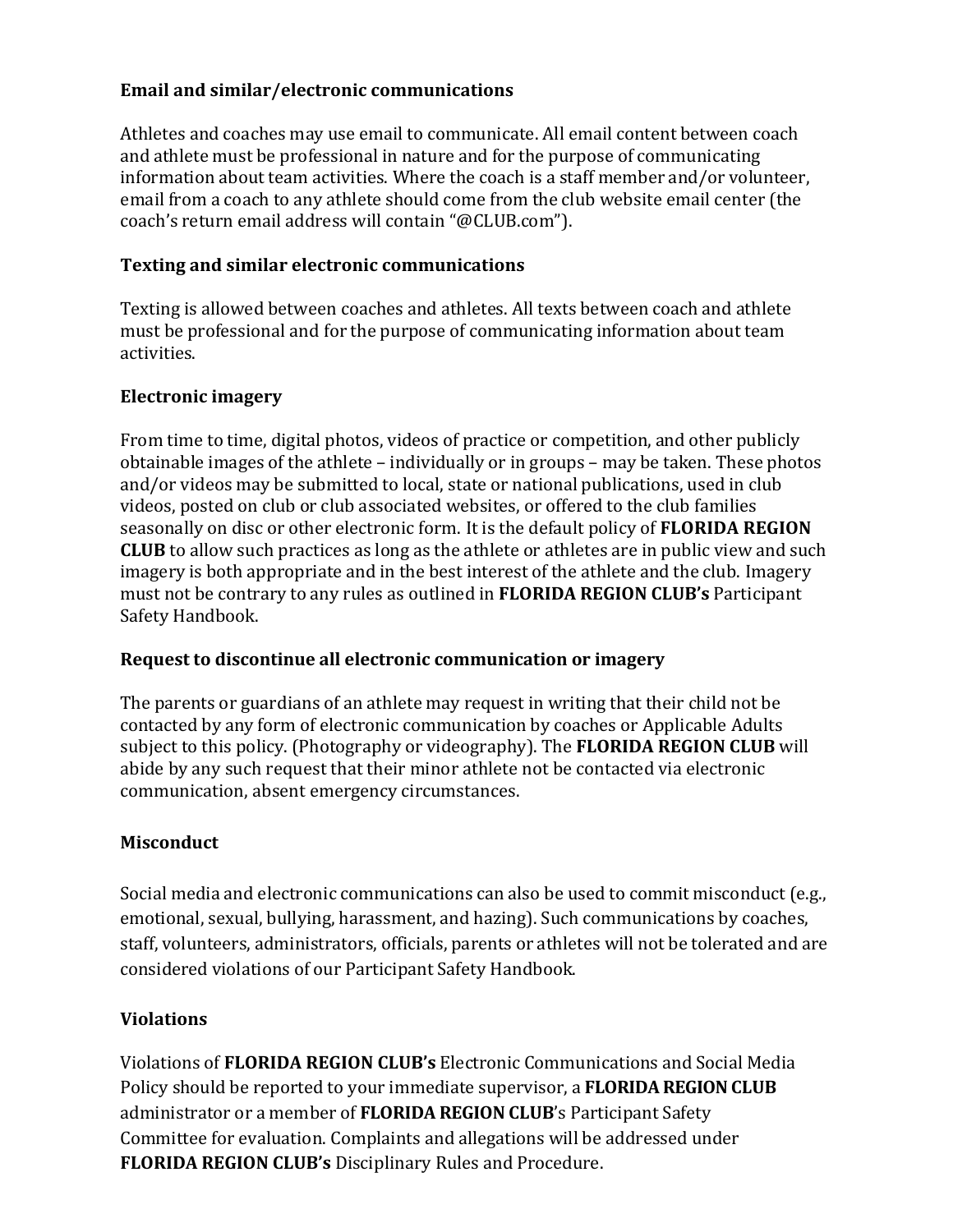### Email and similar/electronic communications

Athletes and coaches may use email to communicate. All email content between coach and athlete must be professional in nature and for the purpose of communicating information about team activities. Where the coach is a staff member and/or volunteer, email from a coach to any athlete should come from the club website email center (the coach's return email address will contain "@CLUB.com").

### Texting and similar electronic communications

Texting is allowed between coaches and athletes. All texts between coach and athlete must be professional and for the purpose of communicating information about team activities.

### Electronic imagery

From time to time, digital photos, videos of practice or competition, and other publicly obtainable images of the athlete – individually or in groups – may be taken. These photos and/or videos may be submitted to local, state or national publications, used in club videos, posted on club or club associated websites, or offered to the club families seasonally on disc or other electronic form. It is the default policy of **FLORIDA REGION CLUB** to allow such practices as long as the athlete or athletes are in public view and such imagery is both appropriate and in the best interest of the athlete and the club. Imagery must not be contrary to any rules as outlined in **FLORIDA REGION CLUB's** Participant Safety Handbook.

### Request to discontinue all electronic communication or imagery

The parents or guardians of an athlete may request in writing that their child not be contacted by any form of electronic communication by coaches or Applicable Adults subject to this policy. (Photography or videography). The **FLORIDA REGION CLUB** will abide by any such request that their minor athlete not be contacted via electronic communication, absent emergency circumstances.

### Misconduct

Social media and electronic communications can also be used to commit misconduct (e.g., emotional, sexual, bullying, harassment, and hazing). Such communications by coaches, staff, volunteers, administrators, officials, parents or athletes will not be tolerated and are considered violations of our Participant Safety Handbook.

### Violations

Violations of **FLORIDA REGION CLUB's** Electronic Communications and Social Media Policy should be reported to your immediate supervisor, a **FLORIDA REGION CLUB** administrator or a member of **FLORIDA REGION CLUB**'s Participant Safety Committee for evaluation. Complaints and allegations will be addressed under **FLORIDA REGION CLUB's** Disciplinary Rules and Procedure.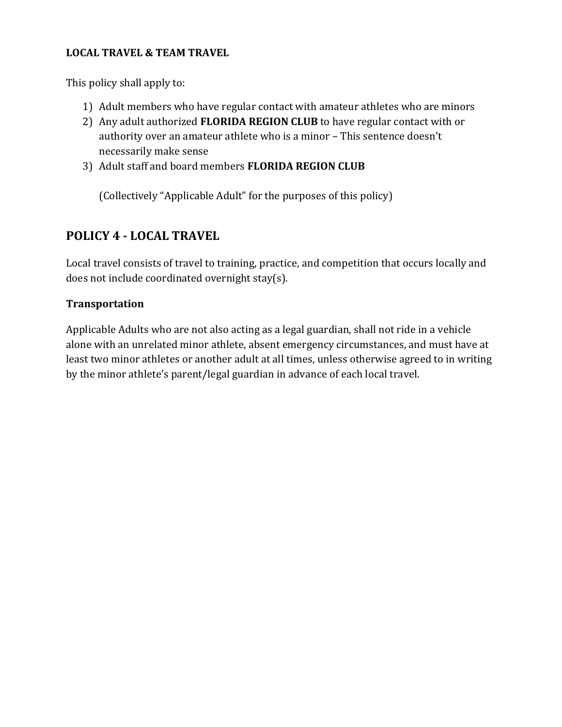**LOCAL TRAVEL & TEAM TRAVEL**

This policy shall apply to:

1) Adult members who have regular contact with amateur athletes who are minors
2) Any adult authorized **FLORIDA REGION CLUB** to have regular contact with or authority over an amateur athlete who is a minor – This sentence doesn't necessarily make sense
3) Adult staff and board members **FLORIDA REGION CLUB**

   (Collectively "Applicable Adult" for the purposes of this policy)

## POLICY 4 - LOCAL TRAVEL

Local travel consists of travel to training, practice, and competition that occurs locally and does not include coordinated overnight stay(s).

### Transportation

Applicable Adults who are not also acting as a legal guardian, shall not ride in a vehicle alone with an unrelated minor athlete, absent emergency circumstances, and must have at least two minor athletes or another adult at all times, unless otherwise agreed to in writing by the minor athlete's parent/legal guardian in advance of each local travel.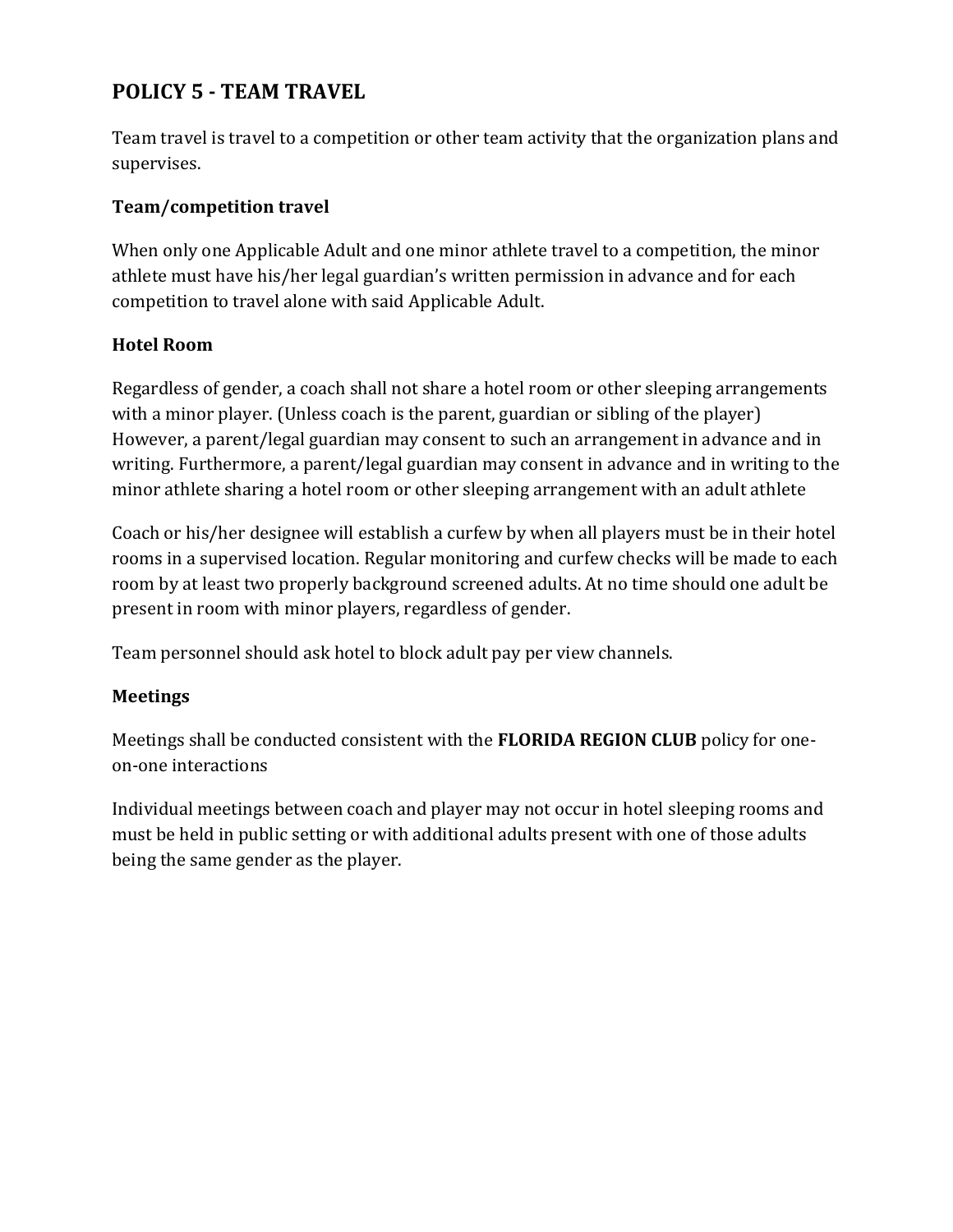## POLICY 5 - TEAM TRAVEL

Team travel is travel to a competition or other team activity that the organization plans and supervises.

### Team/competition travel

When only one Applicable Adult and one minor athlete travel to a competition, the minor athlete must have his/her legal guardian's written permission in advance and for each competition to travel alone with said Applicable Adult.

### Hotel Room

Regardless of gender, a coach shall not share a hotel room or other sleeping arrangements with a minor player. (Unless coach is the parent, guardian or sibling of the player) However, a parent/legal guardian may consent to such an arrangement in advance and in writing. Furthermore, a parent/legal guardian may consent in advance and in writing to the minor athlete sharing a hotel room or other sleeping arrangement with an adult athlete

Coach or his/her designee will establish a curfew by when all players must be in their hotel rooms in a supervised location. Regular monitoring and curfew checks will be made to each room by at least two properly background screened adults. At no time should one adult be present in room with minor players, regardless of gender.

Team personnel should ask hotel to block adult pay per view channels.

### Meetings

Meetings shall be conducted consistent with the **FLORIDA REGION CLUB** policy for one-on-one interactions

Individual meetings between coach and player may not occur in hotel sleeping rooms and must be held in public setting or with additional adults present with one of those adults being the same gender as the player.